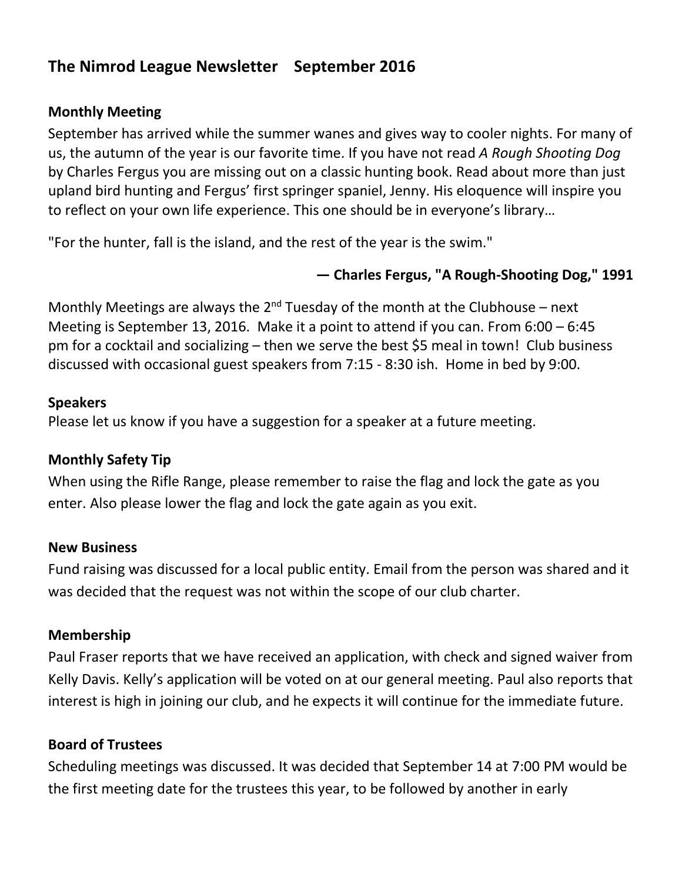# The Nimrod League Newsletter September 2016

### Monthly Meeting

September has arrived while the summer wanes and gives way to cooler nights. For many of us, the autumn of the year is our favorite time. If you have not read *A Rough Shooting Dog* by Charles Fergus you are missing out on a classic hunting book. Read about more than just upland bird hunting and Fergus' first springer spaniel, Jenny. His eloquence will inspire you to reflect on your own life experience. This one should be in everyone's library…

"For the hunter, fall is the island, and the rest of the year is the swim."

**— Charles Fergus, "A Rough-Shooting Dog," 1991**

Monthly Meetings are always the 2nd Tuesday of the month at the Clubhouse – next Meeting is September 13, 2016. Make it a point to attend if you can. From 6:00 – 6:45 pm for a cocktail and socializing – then we serve the best $5 meal in town! Club business discussed with occasional guest speakers from 7:15 - 8:30 ish. Home in bed by 9:00.

### Speakers

Please let us know if you have a suggestion for a speaker at a future meeting.

### Monthly Safety Tip

When using the Rifle Range, please remember to raise the flag and lock the gate as you enter. Also please lower the flag and lock the gate again as you exit.

### New Business

Fund raising was discussed for a local public entity. Email from the person was shared and it was decided that the request was not within the scope of our club charter.

### Membership

Paul Fraser reports that we have received an application, with check and signed waiver from Kelly Davis. Kelly's application will be voted on at our general meeting. Paul also reports that interest is high in joining our club, and he expects it will continue for the immediate future.

### Board of Trustees

Scheduling meetings was discussed. It was decided that September 14 at 7:00 PM would be the first meeting date for the trustees this year, to be followed by another in early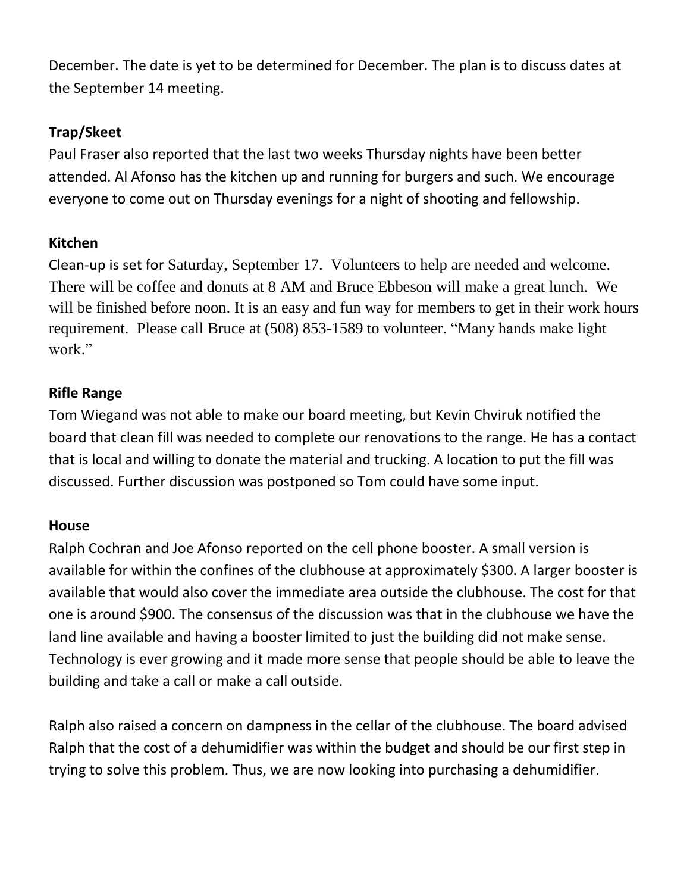December. The date is yet to be determined for December. The plan is to discuss dates at the September 14 meeting.

**Trap/Skeet**

Paul Fraser also reported that the last two weeks Thursday nights have been better attended. Al Afonso has the kitchen up and running for burgers and such. We encourage everyone to come out on Thursday evenings for a night of shooting and fellowship.

**Kitchen**

Clean-up is set for Saturday, September 17. Volunteers to help are needed and welcome. There will be coffee and donuts at 8 AM and Bruce Ebbeson will make a great lunch. We will be finished before noon. It is an easy and fun way for members to get in their work hours requirement. Please call Bruce at (508) 853-1589 to volunteer. "Many hands make light work."

**Rifle Range**

Tom Wiegand was not able to make our board meeting, but Kevin Chviruk notified the board that clean fill was needed to complete our renovations to the range. He has a contact that is local and willing to donate the material and trucking. A location to put the fill was discussed. Further discussion was postponed so Tom could have some input.

**House**

Ralph Cochran and Joe Afonso reported on the cell phone booster. A small version is available for within the confines of the clubhouse at approximately $300. A larger booster is available that would also cover the immediate area outside the clubhouse. The cost for that one is around $900. The consensus of the discussion was that in the clubhouse we have the land line available and having a booster limited to just the building did not make sense. Technology is ever growing and it made more sense that people should be able to leave the building and take a call or make a call outside.

Ralph also raised a concern on dampness in the cellar of the clubhouse. The board advised Ralph that the cost of a dehumidifier was within the budget and should be our first step in trying to solve this problem. Thus, we are now looking into purchasing a dehumidifier.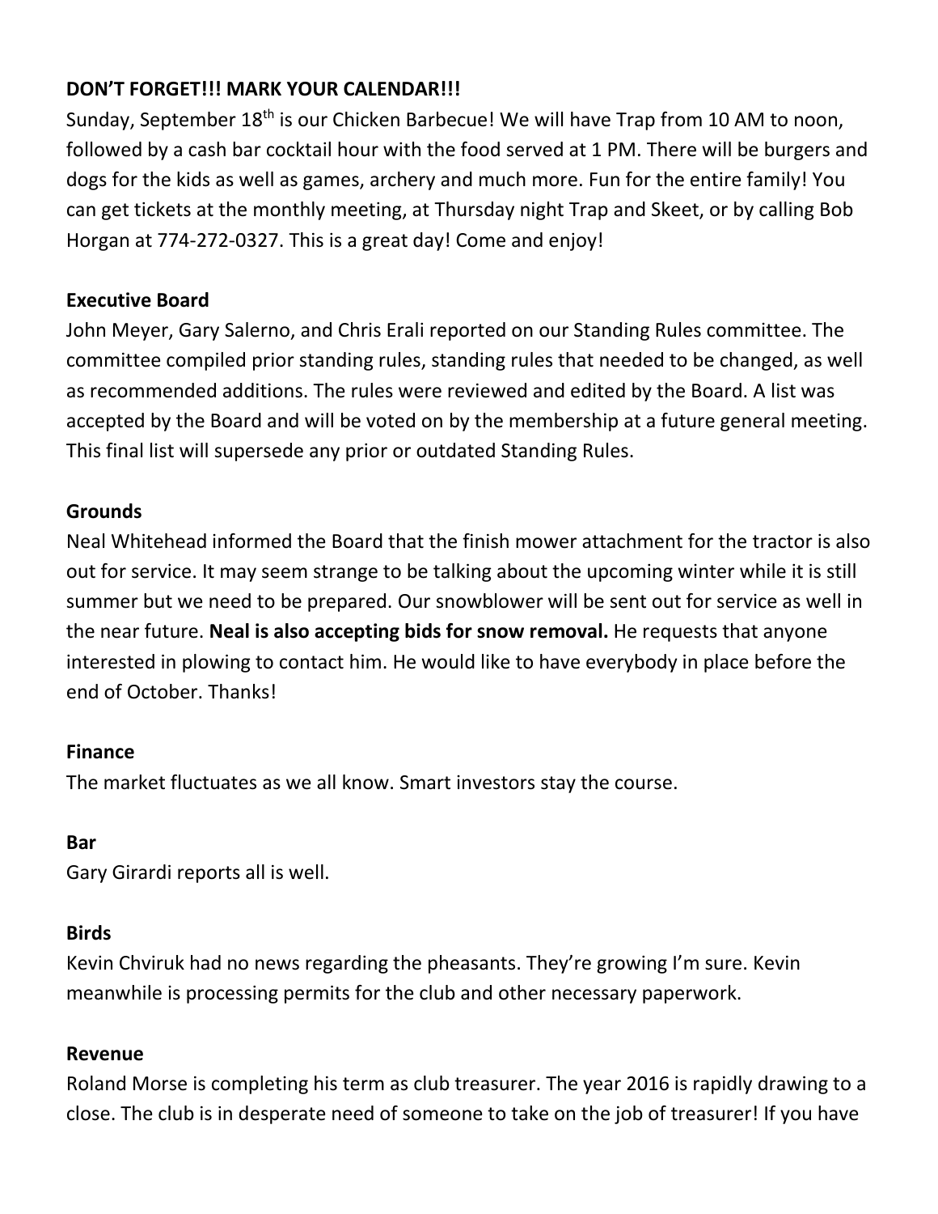**DON'T FORGET!!! MARK YOUR CALENDAR!!!**

Sunday, September 18th is our Chicken Barbecue! We will have Trap from 10 AM to noon, followed by a cash bar cocktail hour with the food served at 1 PM. There will be burgers and dogs for the kids as well as games, archery and much more. Fun for the entire family! You can get tickets at the monthly meeting, at Thursday night Trap and Skeet, or by calling Bob Horgan at 774-272-0327. This is a great day! Come and enjoy!

**Executive Board**

John Meyer, Gary Salerno, and Chris Erali reported on our Standing Rules committee. The committee compiled prior standing rules, standing rules that needed to be changed, as well as recommended additions. The rules were reviewed and edited by the Board. A list was accepted by the Board and will be voted on by the membership at a future general meeting. This final list will supersede any prior or outdated Standing Rules.

**Grounds**

Neal Whitehead informed the Board that the finish mower attachment for the tractor is also out for service. It may seem strange to be talking about the upcoming winter while it is still summer but we need to be prepared. Our snowblower will be sent out for service as well in the near future. **Neal is also accepting bids for snow removal.** He requests that anyone interested in plowing to contact him. He would like to have everybody in place before the end of October. Thanks!

**Finance**

The market fluctuates as we all know. Smart investors stay the course.

**Bar**

Gary Girardi reports all is well.

**Birds**

Kevin Chviruk had no news regarding the pheasants. They're growing I'm sure. Kevin meanwhile is processing permits for the club and other necessary paperwork.

**Revenue**

Roland Morse is completing his term as club treasurer. The year 2016 is rapidly drawing to a close. The club is in desperate need of someone to take on the job of treasurer! If you have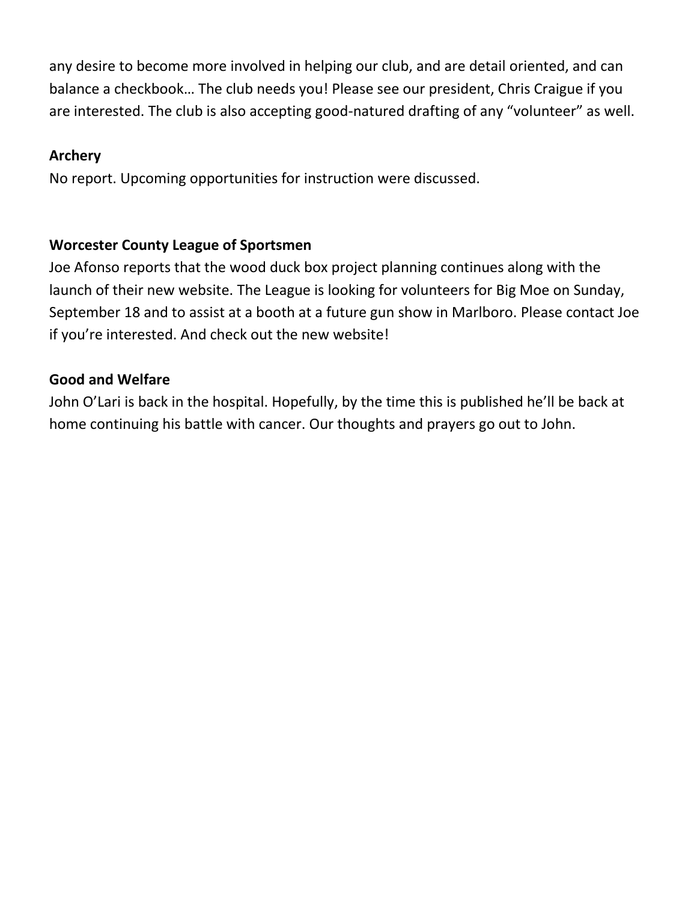any desire to become more involved in helping our club, and are detail oriented, and can balance a checkbook… The club needs you! Please see our president, Chris Craigue if you are interested. The club is also accepting good-natured drafting of any "volunteer" as well.

**Archery**

No report. Upcoming opportunities for instruction were discussed.

**Worcester County League of Sportsmen**

Joe Afonso reports that the wood duck box project planning continues along with the launch of their new website. The League is looking for volunteers for Big Moe on Sunday, September 18 and to assist at a booth at a future gun show in Marlboro. Please contact Joe if you're interested. And check out the new website!

**Good and Welfare**

John O'Lari is back in the hospital. Hopefully, by the time this is published he'll be back at home continuing his battle with cancer. Our thoughts and prayers go out to John.